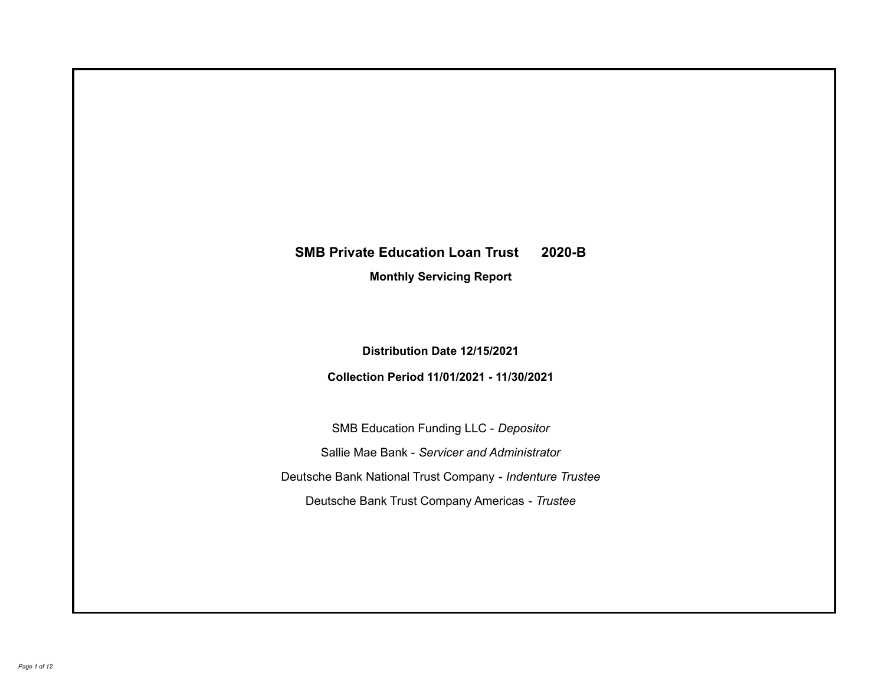# SMB Private Education Loan Trust 2020-B

**Monthly Servicing Report**

**Distribution Date 12/15/2021**

**Collection Period 11/01/2021 - 11/30/2021**

SMB Education Funding LLC - *Depositor*

Sallie Mae Bank - *Servicer and Administrator*

Deutsche Bank National Trust Company - *Indenture Trustee*

Deutsche Bank Trust Company Americas - *Trustee*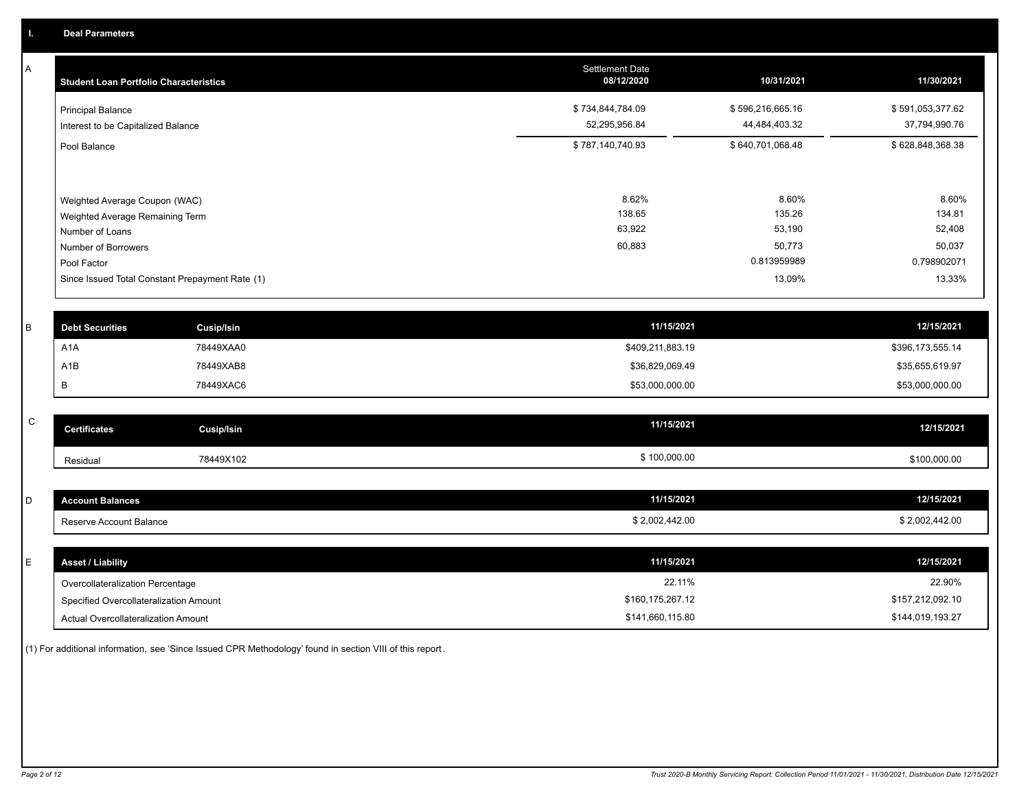## I. Deal Parameters

### A

| Student Loan Portfolio Characteristics | Settlement Date 08/12/2020 | 10/31/2021 | 11/30/2021 |
|---|---|---|---|
| Principal Balance | $ 734,844,784.09 | $ 596,216,665.16 | $ 591,053,377.62 |
| Interest to be Capitalized Balance | 52,295,956.84 | 44,484,403.32 | 37,794,990.76 |
| Pool Balance | $ 787,140,740.93 | $ 640,701,068.48 | $ 628,848,368.38 |
| Weighted Average Coupon (WAC) | 8.62% | 8.60% | 8.60% |
| Weighted Average Remaining Term | 138.65 | 135.26 | 134.81 |
| Number of Loans | 63,922 | 53,190 | 52,408 |
| Number of Borrowers | 60,883 | 50,773 | 50,037 |
| Pool Factor | | 0.813959989 | 0.798902071 |
| Since Issued Total Constant Prepayment Rate (1) | | 13.09% | 13.33% |

### B

| Debt Securities | Cusip/Isin | 11/15/2021 | 12/15/2021 |
|---|---|---|---|
| A1A | 78449XAA0 | $409,211,883.19 | $396,173,555.14 |
| A1B | 78449XAB8 | $36,829,069.49 | $35,655,619.97 |
| B | 78449XAC6 | $53,000,000.00 | $53,000,000.00 |

### C

| Certificates | Cusip/Isin | 11/15/2021 | 12/15/2021 |
|---|---|---|---|
| Residual | 78449X102 | $ 100,000.00 | $100,000.00 |

### D

| Account Balances | 11/15/2021 | 12/15/2021 |
|---|---|---|
| Reserve Account Balance | $ 2,002,442.00 | $ 2,002,442.00 |

### E

| Asset / Liability | 11/15/2021 | 12/15/2021 |
|---|---|---|
| Overcollateralization Percentage | 22.11% | 22.90% |
| Specified Overcollateralization Amount | $160,175,267.12 | $157,212,092.10 |
| Actual Overcollateralization Amount | $141,660,115.80 | $144,019,193.27 |

(1) For additional information, see 'Since Issued CPR Methodology' found in section VIII of this report.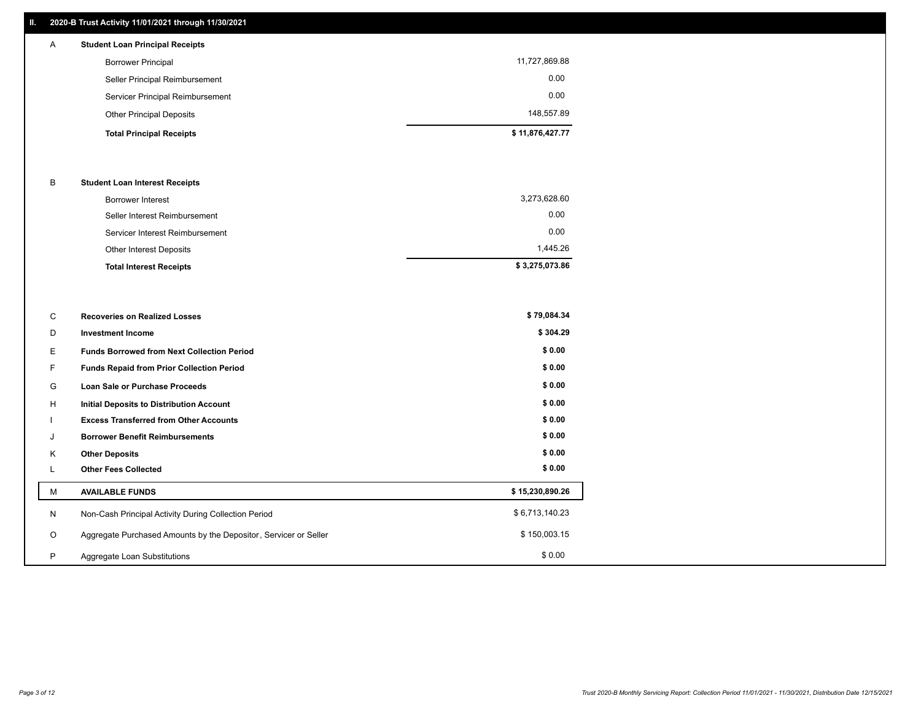## II. 2020-B Trust Activity 11/01/2021 through 11/30/2021

| | | |
|---|---|---|
| A | **Student Loan Principal Receipts** | |
| | Borrower Principal | 11,727,869.88 |
| | Seller Principal Reimbursement | 0.00 |
| | Servicer Principal Reimbursement | 0.00 |
| | Other Principal Deposits | 148,557.89 |
| | **Total Principal Receipts** | **$ 11,876,427.77** |
| B | **Student Loan Interest Receipts** | |
| | Borrower Interest | 3,273,628.60 |
| | Seller Interest Reimbursement | 0.00 |
| | Servicer Interest Reimbursement | 0.00 |
| | Other Interest Deposits | 1,445.26 |
| | **Total Interest Receipts** | **$ 3,275,073.86** |
| C | **Recoveries on Realized Losses** | **$ 79,084.34** |
| D | **Investment Income** | **$ 304.29** |
| E | **Funds Borrowed from Next Collection Period** | **$ 0.00** |
| F | **Funds Repaid from Prior Collection Period** | **$ 0.00** |
| G | **Loan Sale or Purchase Proceeds** | **$ 0.00** |
| H | **Initial Deposits to Distribution Account** | **$ 0.00** |
| I | **Excess Transferred from Other Accounts** | **$ 0.00** |
| J | **Borrower Benefit Reimbursements** | **$ 0.00** |
| K | **Other Deposits** | **$ 0.00** |
| L | **Other Fees Collected** | **$ 0.00** |
| M | **AVAILABLE FUNDS** | **$ 15,230,890.26** |
| N | Non-Cash Principal Activity During Collection Period | $ 6,713,140.23 |
| O | Aggregate Purchased Amounts by the Depositor, Servicer or Seller | $ 150,003.15 |
| P | Aggregate Loan Substitutions | $ 0.00 |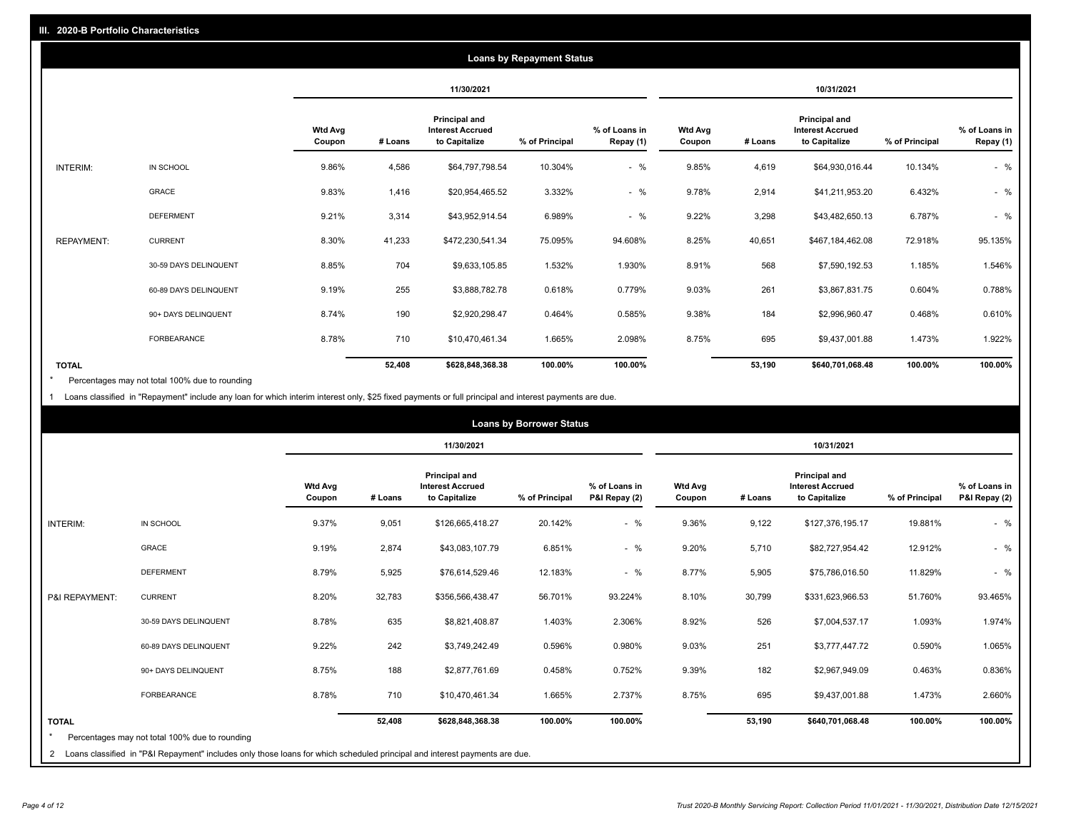## III. 2020-B Portfolio Characteristics

### Loans by Repayment Status

| | | 11/30/2021 | | | | | 10/31/2021 | | | | |
|---|---|---|---|---|---|---|---|---|---|---|---|
| | | Wtd Avg Coupon | # Loans | Principal and Interest Accrued to Capitalize | % of Principal | % of Loans in Repay (1) | Wtd Avg Coupon | # Loans | Principal and Interest Accrued to Capitalize | % of Principal | % of Loans in Repay (1) |
| INTERIM: | IN SCHOOL | 9.86% | 4,586 | $64,797,798.54 | 10.304% | - % | 9.85% | 4,619 | $64,930,016.44 | 10.134% | - % |
| | GRACE | 9.83% | 1,416 | $20,954,465.52 | 3.332% | - % | 9.78% | 2,914 | $41,211,953.20 | 6.432% | - % |
| | DEFERMENT | 9.21% | 3,314 | $43,952,914.54 | 6.989% | - % | 9.22% | 3,298 | $43,482,650.13 | 6.787% | - % |
| REPAYMENT: | CURRENT | 8.30% | 41,233 | $472,230,541.34 | 75.095% | 94.608% | 8.25% | 40,651 | $467,184,462.08 | 72.918% | 95.135% |
| | 30-59 DAYS DELINQUENT | 8.85% | 704 | $9,633,105.85 | 1.532% | 1.930% | 8.91% | 568 | $7,590,192.53 | 1.185% | 1.546% |
| | 60-89 DAYS DELINQUENT | 9.19% | 255 | $3,888,782.78 | 0.618% | 0.779% | 9.03% | 261 | $3,867,831.75 | 0.604% | 0.788% |
| | 90+ DAYS DELINQUENT | 8.74% | 190 | $2,920,298.47 | 0.464% | 0.585% | 9.38% | 184 | $2,996,960.47 | 0.468% | 0.610% |
| | FORBEARANCE | 8.78% | 710 | $10,470,461.34 | 1.665% | 2.098% | 8.75% | 695 | $9,437,001.88 | 1.473% | 1.922% |
| **TOTAL** | | | **52,408** | **$628,848,368.38** | **100.00%** | **100.00%** | | **53,190** | **$640,701,068.48** | **100.00%** | **100.00%** |

* Percentages may not total 100% due to rounding

1 Loans classified in "Repayment" include any loan for which interim interest only, $25 fixed payments or full principal and interest payments are due.

### Loans by Borrower Status

| | | 11/30/2021 | | | | | 10/31/2021 | | | | |
|---|---|---|---|---|---|---|---|---|---|---|---|
| | | Wtd Avg Coupon | # Loans | Principal and Interest Accrued to Capitalize | % of Principal | % of Loans in P&I Repay (2) | Wtd Avg Coupon | # Loans | Principal and Interest Accrued to Capitalize | % of Principal | % of Loans in P&I Repay (2) |
| INTERIM: | IN SCHOOL | 9.37% | 9,051 | $126,665,418.27 | 20.142% | - % | 9.36% | 9,122 | $127,376,195.17 | 19.881% | - % |
| | GRACE | 9.19% | 2,874 | $43,083,107.79 | 6.851% | - % | 9.20% | 5,710 | $82,727,954.42 | 12.912% | - % |
| | DEFERMENT | 8.79% | 5,925 | $76,614,529.46 | 12.183% | - % | 8.77% | 5,905 | $75,786,016.50 | 11.829% | - % |
| P&I REPAYMENT: | CURRENT | 8.20% | 32,783 | $356,566,438.47 | 56.701% | 93.224% | 8.10% | 30,799 | $331,623,966.53 | 51.760% | 93.465% |
| | 30-59 DAYS DELINQUENT | 8.78% | 635 | $8,821,408.87 | 1.403% | 2.306% | 8.92% | 526 | $7,004,537.17 | 1.093% | 1.974% |
| | 60-89 DAYS DELINQUENT | 9.22% | 242 | $3,749,242.49 | 0.596% | 0.980% | 9.03% | 251 | $3,777,447.72 | 0.590% | 1.065% |
| | 90+ DAYS DELINQUENT | 8.75% | 188 | $2,877,761.69 | 0.458% | 0.752% | 9.39% | 182 | $2,967,949.09 | 0.463% | 0.836% |
| | FORBEARANCE | 8.78% | 710 | $10,470,461.34 | 1.665% | 2.737% | 8.75% | 695 | $9,437,001.88 | 1.473% | 2.660% |
| **TOTAL** | | | **52,408** | **$628,848,368.38** | **100.00%** | **100.00%** | | **53,190** | **$640,701,068.48** | **100.00%** | **100.00%** |

* Percentages may not total 100% due to rounding

2 Loans classified in "P&I Repayment" includes only those loans for which scheduled principal and interest payments are due.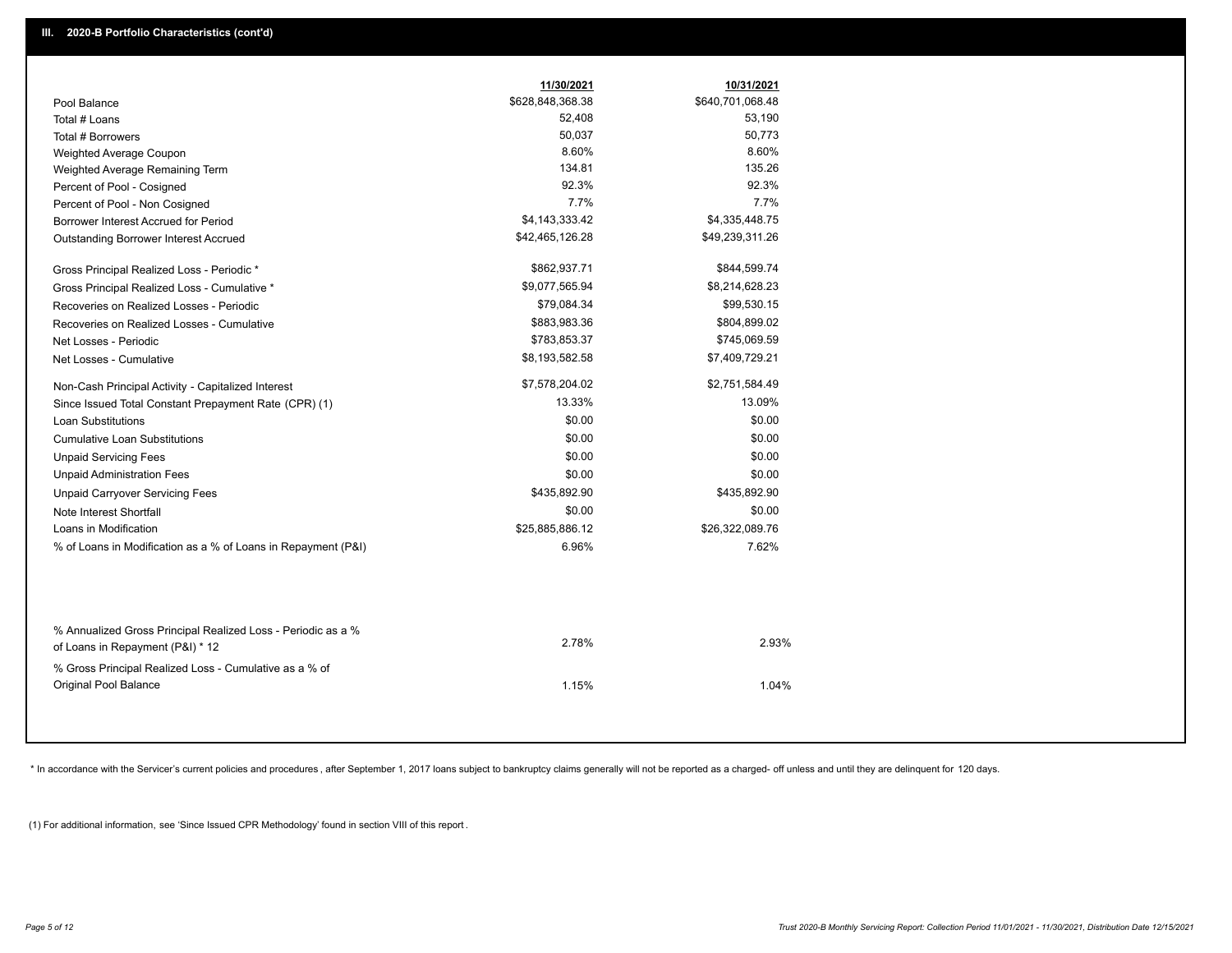## III. 2020-B Portfolio Characteristics (cont'd)

| | 11/30/2021 | 10/31/2021 |
|---|---|---|
| Pool Balance | $628,848,368.38 | $640,701,068.48 |
| Total # Loans | 52,408 | 53,190 |
| Total # Borrowers | 50,037 | 50,773 |
| Weighted Average Coupon | 8.60% | 8.60% |
| Weighted Average Remaining Term | 134.81 | 135.26 |
| Percent of Pool - Cosigned | 92.3% | 92.3% |
| Percent of Pool - Non Cosigned | 7.7% | 7.7% |
| Borrower Interest Accrued for Period | $4,143,333.42 | $4,335,448.75 |
| Outstanding Borrower Interest Accrued | $42,465,126.28 | $49,239,311.26 |
| Gross Principal Realized Loss - Periodic * | $862,937.71 | $844,599.74 |
| Gross Principal Realized Loss - Cumulative * | $9,077,565.94 | $8,214,628.23 |
| Recoveries on Realized Losses - Periodic | $79,084.34 | $99,530.15 |
| Recoveries on Realized Losses - Cumulative | $883,983.36 | $804,899.02 |
| Net Losses - Periodic | $783,853.37 | $745,069.59 |
| Net Losses - Cumulative | $8,193,582.58 | $7,409,729.21 |
| Non-Cash Principal Activity - Capitalized Interest | $7,578,204.02 | $2,751,584.49 |
| Since Issued Total Constant Prepayment Rate (CPR) (1) | 13.33% | 13.09% |
| Loan Substitutions | $0.00 | $0.00 |
| Cumulative Loan Substitutions | $0.00 | $0.00 |
| Unpaid Servicing Fees | $0.00 | $0.00 |
| Unpaid Administration Fees | $0.00 | $0.00 |
| Unpaid Carryover Servicing Fees | $435,892.90 | $435,892.90 |
| Note Interest Shortfall | $0.00 | $0.00 |
| Loans in Modification | $25,885,886.12 | $26,322,089.76 |
| % of Loans in Modification as a % of Loans in Repayment (P&I) | 6.96% | 7.62% |
| % Annualized Gross Principal Realized Loss - Periodic as a % of Loans in Repayment (P&I) * 12 | 2.78% | 2.93% |
| % Gross Principal Realized Loss - Cumulative as a % of Original Pool Balance | 1.15% | 1.04% |

* In accordance with the Servicer's current policies and procedures , after September 1, 2017 loans subject to bankruptcy claims generally will not be reported as a charged- off unless and until they are delinquent for 120 days.

(1) For additional information, see 'Since Issued CPR Methodology' found in section VIII of this report .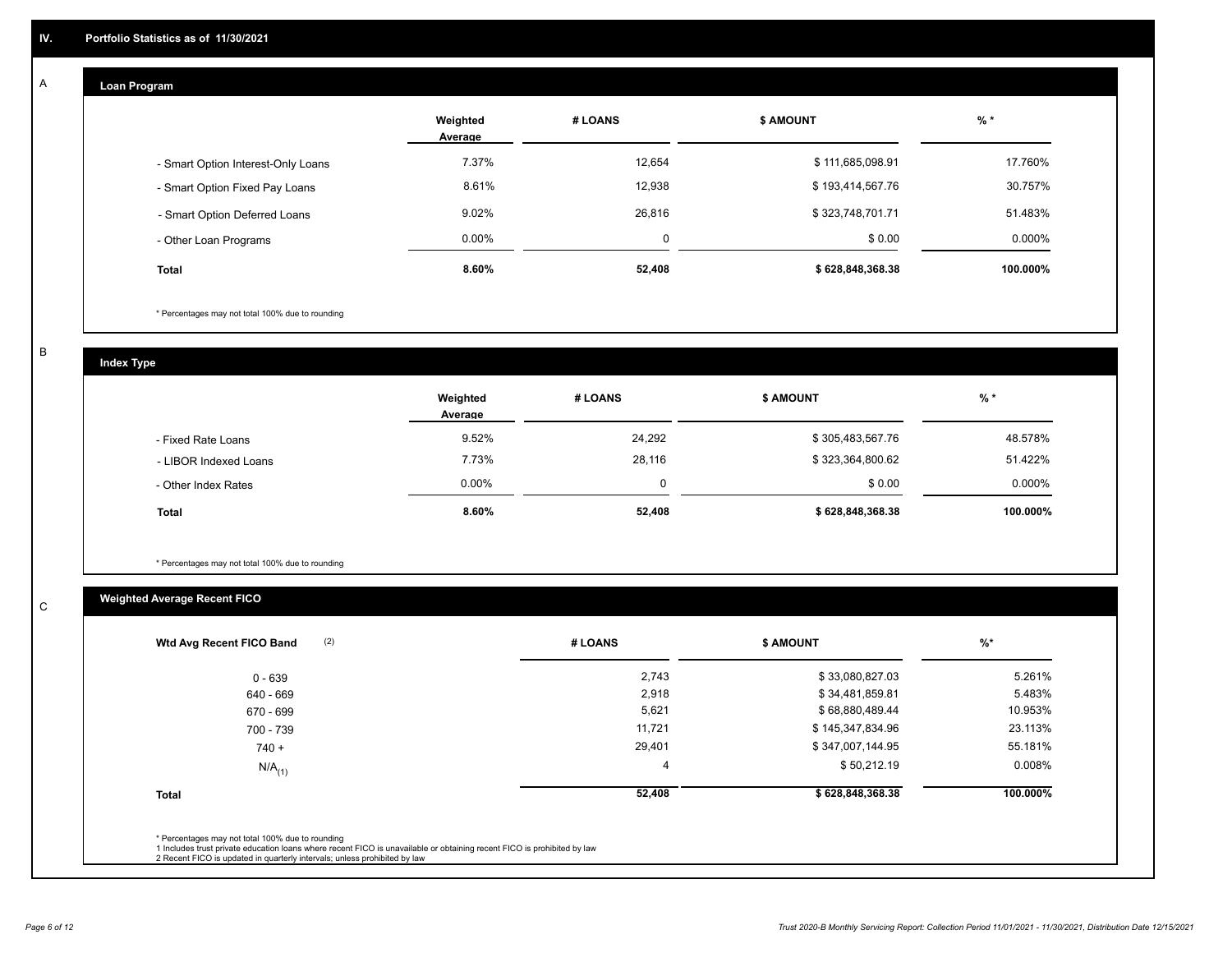## IV. Portfolio Statistics as of 11/30/2021

### A — Loan Program

| | Weighted Average | # LOANS | $ AMOUNT | % * |
|---|---|---|---|---|
| - Smart Option Interest-Only Loans | 7.37% | 12,654 | $ 111,685,098.91 | 17.760% |
| - Smart Option Fixed Pay Loans | 8.61% | 12,938 | $ 193,414,567.76 | 30.757% |
| - Smart Option Deferred Loans | 9.02% | 26,816 | $ 323,748,701.71 | 51.483% |
| - Other Loan Programs | 0.00% | 0 | $ 0.00 | 0.000% |
| **Total** | **8.60%** | **52,408** | **$ 628,848,368.38** | **100.000%** |

\* Percentages may not total 100% due to rounding

### B — Index Type

| | Weighted Average | # LOANS | $ AMOUNT | % * |
|---|---|---|---|---|
| - Fixed Rate Loans | 9.52% | 24,292 | $ 305,483,567.76 | 48.578% |
| - LIBOR Indexed Loans | 7.73% | 28,116 | $ 323,364,800.62 | 51.422% |
| - Other Index Rates | 0.00% | 0 | $ 0.00 | 0.000% |
| **Total** | **8.60%** | **52,408** | **$ 628,848,368.38** | **100.000%** |

\* Percentages may not total 100% due to rounding

### C — Weighted Average Recent FICO

| Wtd Avg Recent FICO Band (2) | # LOANS | $ AMOUNT | %* |
|---|---|---|---|
| 0 - 639 | 2,743 | $ 33,080,827.03 | 5.261% |
| 640 - 669 | 2,918 | $ 34,481,859.81 | 5.483% |
| 670 - 699 | 5,621 | $ 68,880,489.44 | 10.953% |
| 700 - 739 | 11,721 | $ 145,347,834.96 | 23.113% |
| 740 + | 29,401 | $ 347,007,144.95 | 55.181% |
| N/A (1) | 4 | $ 50,212.19 | 0.008% |
| **Total** | **52,408** | **$ 628,848,368.38** | **100.000%** |

\* Percentages may not total 100% due to rounding
1 Includes trust private education loans where recent FICO is unavailable or obtaining recent FICO is prohibited by law
2 Recent FICO is updated in quarterly intervals; unless prohibited by law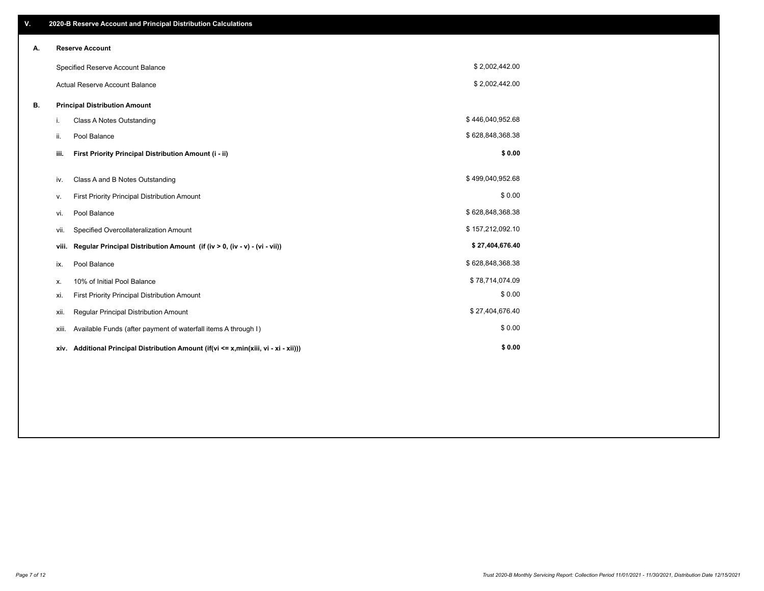## V. 2020-B Reserve Account and Principal Distribution Calculations

### A. Reserve Account

| | |
|---|---|
| Specified Reserve Account Balance | $ 2,002,442.00 |
| Actual Reserve Account Balance | $ 2,002,442.00 |

### B. Principal Distribution Amount

| | | |
|---|---|---|
| i. | Class A Notes Outstanding | $ 446,040,952.68 |
| ii. | Pool Balance | $ 628,848,368.38 |
| **iii.** | **First Priority Principal Distribution Amount (i - ii)** | **$ 0.00** |
| iv. | Class A and B Notes Outstanding | $ 499,040,952.68 |
| v. | First Priority Principal Distribution Amount | $ 0.00 |
| vi. | Pool Balance | $ 628,848,368.38 |
| vii. | Specified Overcollateralization Amount | $ 157,212,092.10 |
| **viii.** | **Regular Principal Distribution Amount (if (iv > 0, (iv - v) - (vi - vii))** | **$ 27,404,676.40** |
| ix. | Pool Balance | $ 628,848,368.38 |
| x. | 10% of Initial Pool Balance | $ 78,714,074.09 |
| xi. | First Priority Principal Distribution Amount | $ 0.00 |
| xii. | Regular Principal Distribution Amount | $ 27,404,676.40 |
| xiii. | Available Funds (after payment of waterfall items A through I) | $ 0.00 |
| **xiv.** | **Additional Principal Distribution Amount (if(vi <= x,min(xiii, vi - xi - xii)))** | **$ 0.00** |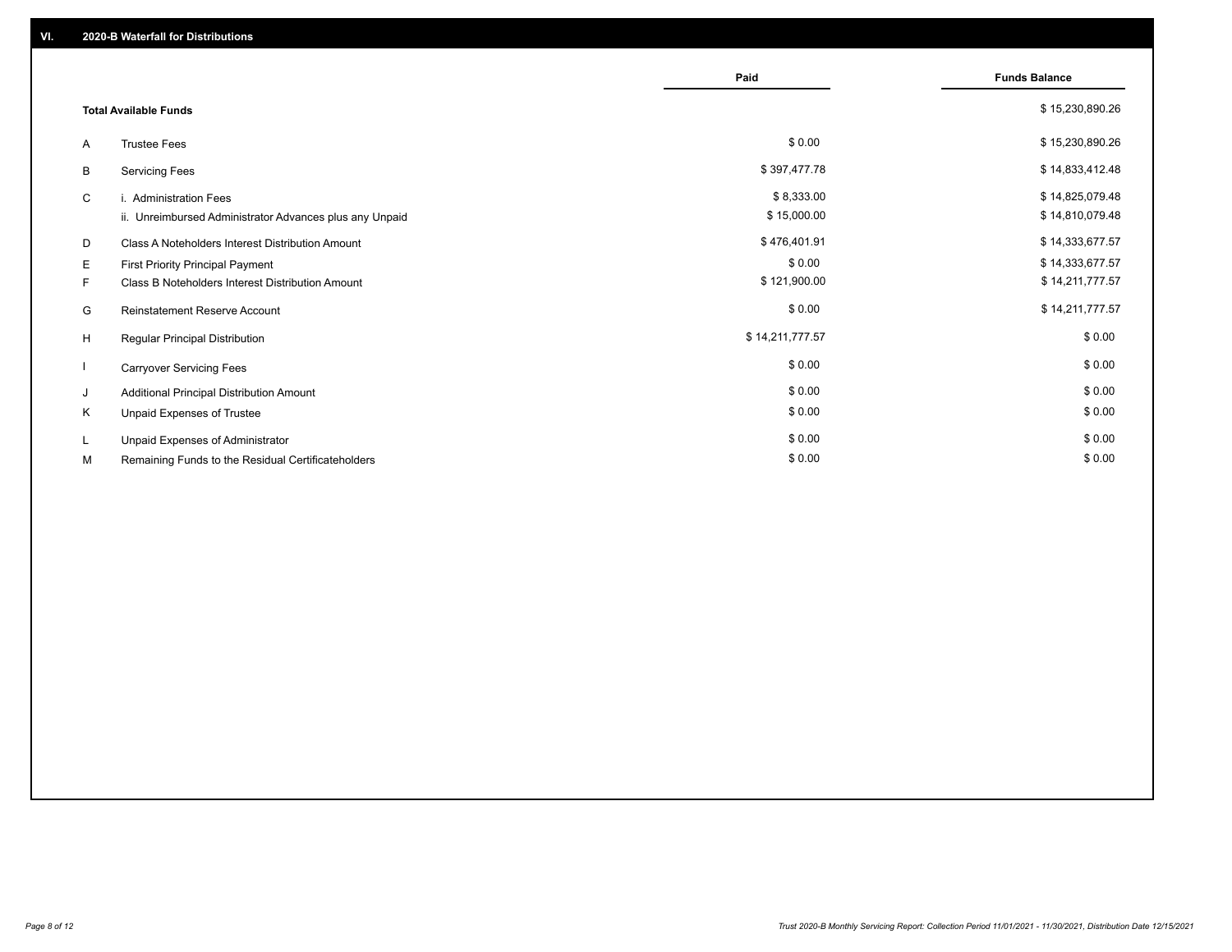## VI. 2020-B Waterfall for Distributions

| | | Paid | Funds Balance |
|---|---|---|---|
| | **Total Available Funds** | | $ 15,230,890.26 |
| A | Trustee Fees | $ 0.00 | $ 15,230,890.26 |
| B | Servicing Fees | $ 397,477.78 | $ 14,833,412.48 |
| C | i. Administration Fees | $ 8,333.00 | $ 14,825,079.48 |
| | ii. Unreimbursed Administrator Advances plus any Unpaid | $ 15,000.00 | $ 14,810,079.48 |
| D | Class A Noteholders Interest Distribution Amount | $ 476,401.91 | $ 14,333,677.57 |
| E | First Priority Principal Payment | $ 0.00 | $ 14,333,677.57 |
| F | Class B Noteholders Interest Distribution Amount | $ 121,900.00 | $ 14,211,777.57 |
| G | Reinstatement Reserve Account | $ 0.00 | $ 14,211,777.57 |
| H | Regular Principal Distribution | $ 14,211,777.57 | $ 0.00 |
| I | Carryover Servicing Fees | $ 0.00 | $ 0.00 |
| J | Additional Principal Distribution Amount | $ 0.00 | $ 0.00 |
| K | Unpaid Expenses of Trustee | $ 0.00 | $ 0.00 |
| L | Unpaid Expenses of Administrator | $ 0.00 | $ 0.00 |
| M | Remaining Funds to the Residual Certificateholders | $ 0.00 | $ 0.00 |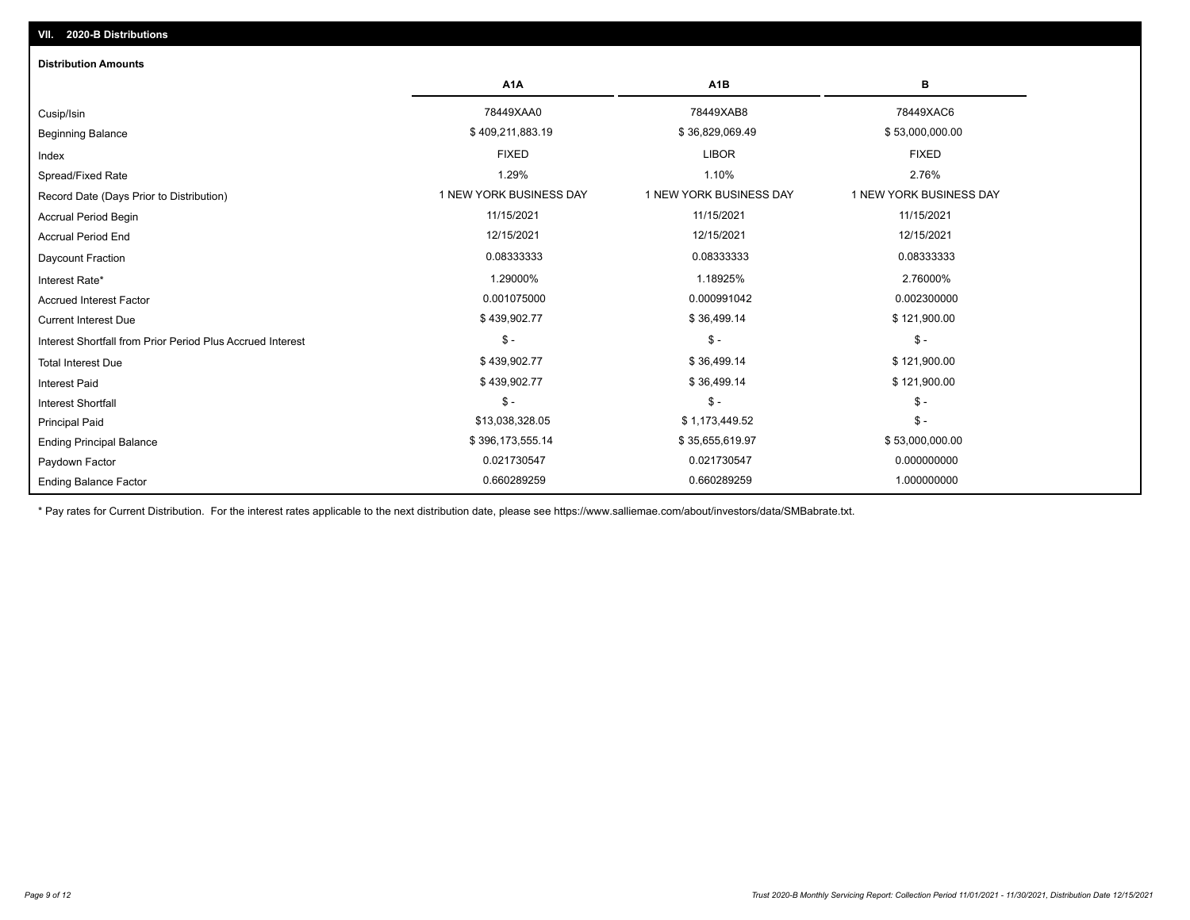## VII. 2020-B Distributions

### Distribution Amounts

| | A1A | A1B | B |
|---|---|---|---|
| Cusip/Isin | 78449XAA0 | 78449XAB8 | 78449XAC6 |
| Beginning Balance | $ 409,211,883.19 | $ 36,829,069.49 | $ 53,000,000.00 |
| Index | FIXED | LIBOR | FIXED |
| Spread/Fixed Rate | 1.29% | 1.10% | 2.76% |
| Record Date (Days Prior to Distribution) | 1 NEW YORK BUSINESS DAY | 1 NEW YORK BUSINESS DAY | 1 NEW YORK BUSINESS DAY |
| Accrual Period Begin | 11/15/2021 | 11/15/2021 | 11/15/2021 |
| Accrual Period End | 12/15/2021 | 12/15/2021 | 12/15/2021 |
| Daycount Fraction | 0.08333333 | 0.08333333 | 0.08333333 |
| Interest Rate* | 1.29000% | 1.18925% | 2.76000% |
| Accrued Interest Factor | 0.001075000 | 0.000991042 | 0.002300000 |
| Current Interest Due | $ 439,902.77 | $ 36,499.14 | $ 121,900.00 |
| Interest Shortfall from Prior Period Plus Accrued Interest | $ - | $ - | $ - |
| Total Interest Due | $ 439,902.77 | $ 36,499.14 | $ 121,900.00 |
| Interest Paid | $ 439,902.77 | $ 36,499.14 | $ 121,900.00 |
| Interest Shortfall | $ - | $ - | $ - |
| Principal Paid | $13,038,328.05 | $ 1,173,449.52 | $ - |
| Ending Principal Balance | $ 396,173,555.14 | $ 35,655,619.97 | $ 53,000,000.00 |
| Paydown Factor | 0.021730547 | 0.021730547 | 0.000000000 |
| Ending Balance Factor | 0.660289259 | 0.660289259 | 1.000000000 |

* Pay rates for Current Distribution. For the interest rates applicable to the next distribution date, please see https://www.salliemae.com/about/investors/data/SMBabrate.txt.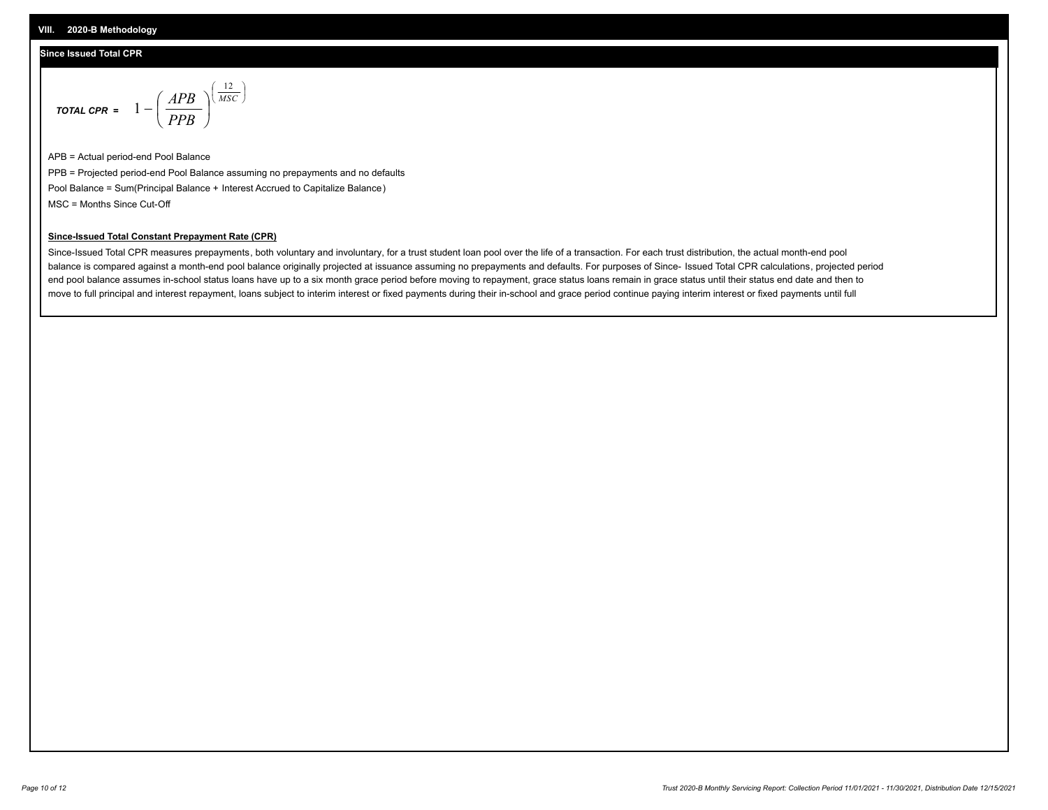## VIII. 2020-B Methodology

### Since Issued Total CPR

$$\textbf{TOTAL CPR} = 1 - \left( \frac{APB}{PPB} \right)^{\left( \frac{12}{MSC} \right)}$$

APB = Actual period-end Pool Balance

PPB = Projected period-end Pool Balance assuming no prepayments and no defaults

Pool Balance = Sum(Principal Balance + Interest Accrued to Capitalize Balance)

MSC = Months Since Cut-Off

**Since-Issued Total Constant Prepayment Rate (CPR)**

Since-Issued Total CPR measures prepayments, both voluntary and involuntary, for a trust student loan pool over the life of a transaction. For each trust distribution, the actual month-end pool balance is compared against a month-end pool balance originally projected at issuance assuming no prepayments and defaults. For purposes of Since- Issued Total CPR calculations, projected period end pool balance assumes in-school status loans have up to a six month grace period before moving to repayment, grace status loans remain in grace status until their status end date and then to move to full principal and interest repayment, loans subject to interim interest or fixed payments during their in-school and grace period continue paying interim interest or fixed payments until full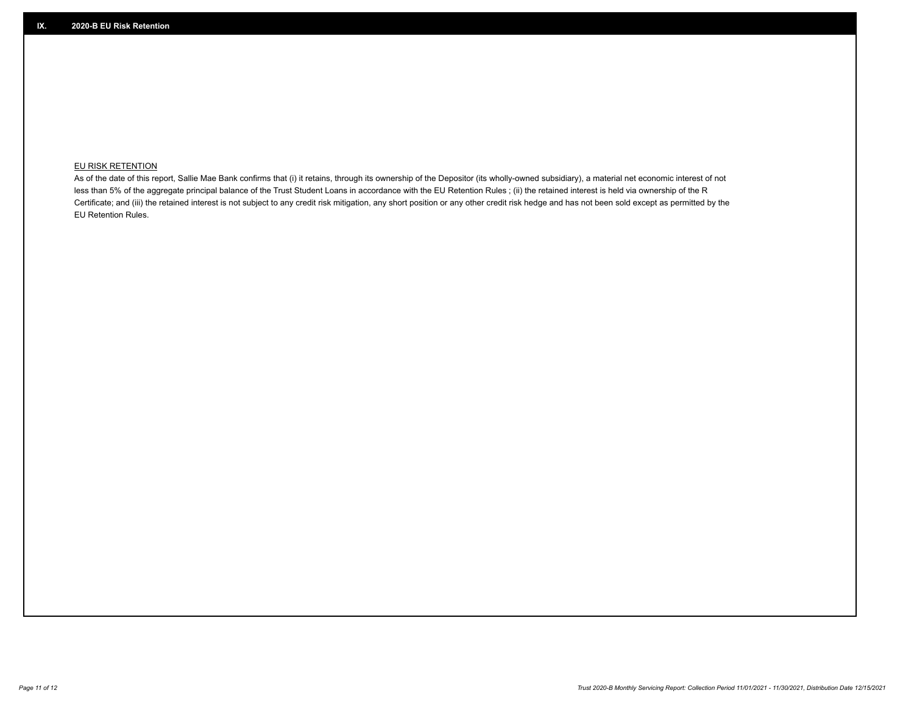## IX. 2020-B EU Risk Retention

EU RISK RETENTION

As of the date of this report, Sallie Mae Bank confirms that (i) it retains, through its ownership of the Depositor (its wholly-owned subsidiary), a material net economic interest of not less than 5% of the aggregate principal balance of the Trust Student Loans in accordance with the EU Retention Rules ; (ii) the retained interest is held via ownership of the R Certificate; and (iii) the retained interest is not subject to any credit risk mitigation, any short position or any other credit risk hedge and has not been sold except as permitted by the EU Retention Rules.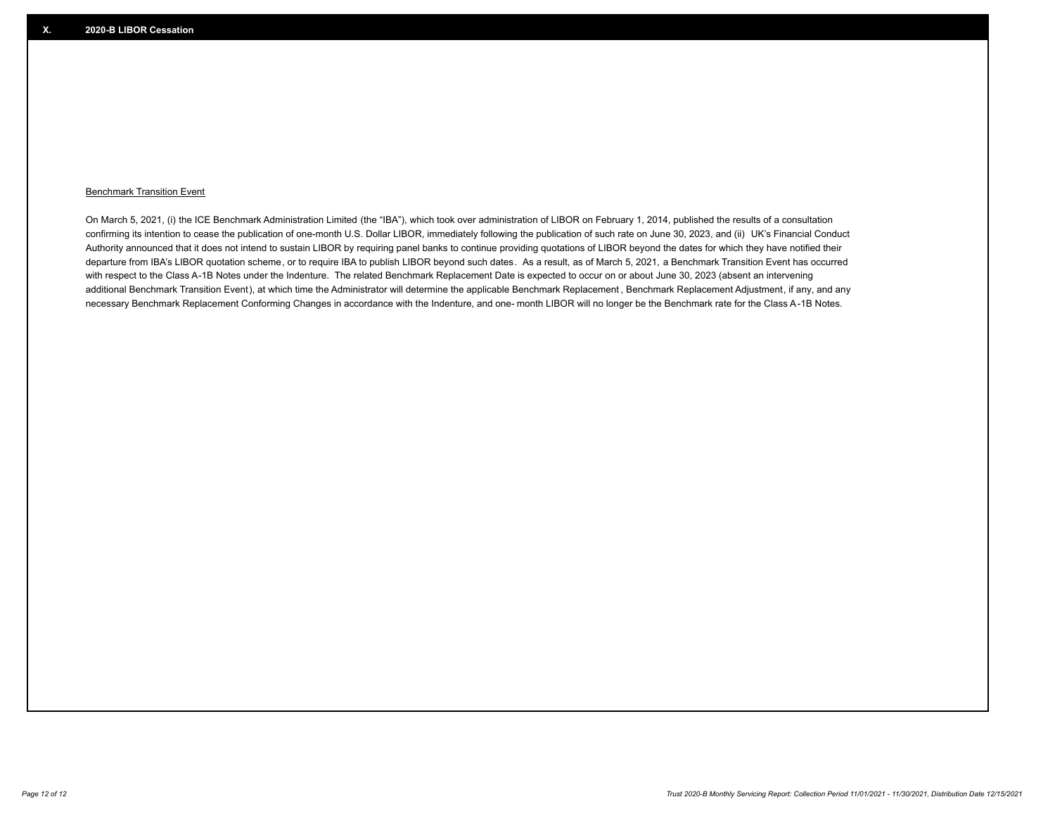## X. 2020-B LIBOR Cessation

**Benchmark Transition Event**

On March 5, 2021, (i) the ICE Benchmark Administration Limited (the "IBA"), which took over administration of LIBOR on February 1, 2014, published the results of a consultation confirming its intention to cease the publication of one-month U.S. Dollar LIBOR, immediately following the publication of such rate on June 30, 2023, and (ii) UK's Financial Conduct Authority announced that it does not intend to sustain LIBOR by requiring panel banks to continue providing quotations of LIBOR beyond the dates for which they have notified their departure from IBA's LIBOR quotation scheme, or to require IBA to publish LIBOR beyond such dates. As a result, as of March 5, 2021, a Benchmark Transition Event has occurred with respect to the Class A-1B Notes under the Indenture. The related Benchmark Replacement Date is expected to occur on or about June 30, 2023 (absent an intervening additional Benchmark Transition Event), at which time the Administrator will determine the applicable Benchmark Replacement, Benchmark Replacement Adjustment, if any, and any necessary Benchmark Replacement Conforming Changes in accordance with the Indenture, and one- month LIBOR will no longer be the Benchmark rate for the Class A-1B Notes.